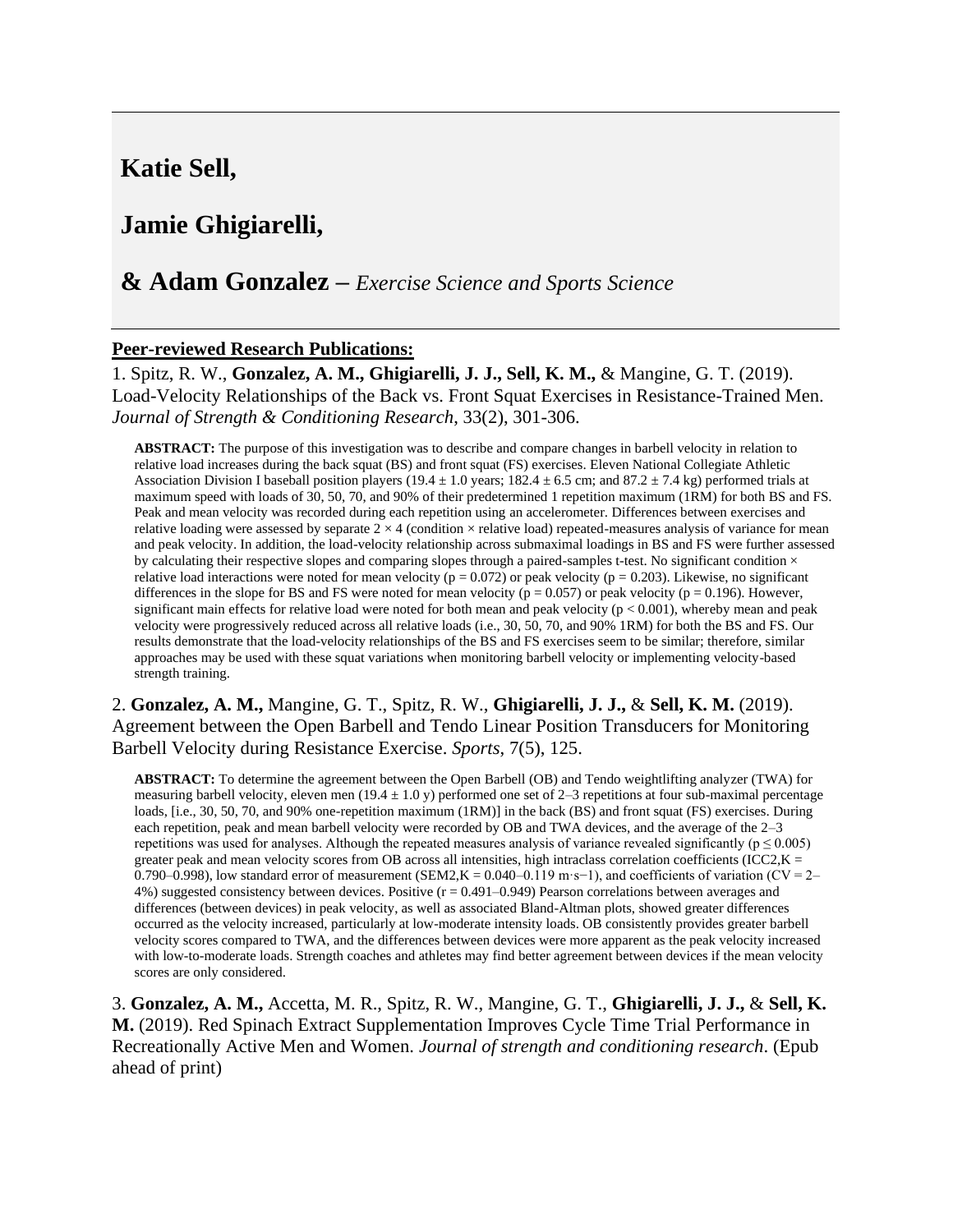# Katie Sell,

# Jamie Ghigiarelli,

# & Adam Gonzalez – *Exercise Science and Sports Science*

**Peer-reviewed Research Publications:**

1. Spitz, R. W., **Gonzalez, A. M., Ghigiarelli, J. J., Sell, K. M.,** & Mangine, G. T. (2019). Load-Velocity Relationships of the Back vs. Front Squat Exercises in Resistance-Trained Men. *Journal of Strength & Conditioning Research*, 33(2), 301-306.

> **ABSTRACT:** The purpose of this investigation was to describe and compare changes in barbell velocity in relation to relative load increases during the back squat (BS) and front squat (FS) exercises. Eleven National Collegiate Athletic Association Division I baseball position players (19.4 ± 1.0 years; 182.4 ± 6.5 cm; and 87.2 ± 7.4 kg) performed trials at maximum speed with loads of 30, 50, 70, and 90% of their predetermined 1 repetition maximum (1RM) for both BS and FS. Peak and mean velocity was recorded during each repetition using an accelerometer. Differences between exercises and relative loading were assessed by separate 2 × 4 (condition × relative load) repeated-measures analysis of variance for mean and peak velocity. In addition, the load-velocity relationship across submaximal loadings in BS and FS were further assessed by calculating their respective slopes and comparing slopes through a paired-samples t-test. No significant condition × relative load interactions were noted for mean velocity ($p = 0.072$) or peak velocity ($p = 0.203$). Likewise, no significant differences in the slope for BS and FS were noted for mean velocity ($p = 0.057$) or peak velocity ($p = 0.196$). However, significant main effects for relative load were noted for both mean and peak velocity ($p < 0.001$), whereby mean and peak velocity were progressively reduced across all relative loads (i.e., 30, 50, 70, and 90% 1RM) for both the BS and FS. Our results demonstrate that the load-velocity relationships of the BS and FS exercises seem to be similar; therefore, similar approaches may be used with these squat variations when monitoring barbell velocity or implementing velocity-based strength training.

2. **Gonzalez, A. M.,** Mangine, G. T., Spitz, R. W., **Ghigiarelli, J. J.,** & **Sell, K. M.** (2019). Agreement between the Open Barbell and Tendo Linear Position Transducers for Monitoring Barbell Velocity during Resistance Exercise. *Sports*, 7(5), 125.

> **ABSTRACT:** To determine the agreement between the Open Barbell (OB) and Tendo weightlifting analyzer (TWA) for measuring barbell velocity, eleven men (19.4 ± 1.0 y) performed one set of 2–3 repetitions at four sub-maximal percentage loads, [i.e., 30, 50, 70, and 90% one-repetition maximum (1RM)] in the back (BS) and front squat (FS) exercises. During each repetition, peak and mean barbell velocity were recorded by OB and TWA devices, and the average of the 2–3 repetitions was used for analyses. Although the repeated measures analysis of variance revealed significantly ($p \leq 0.005$) greater peak and mean velocity scores from OB across all intensities, high intraclass correlation coefficients ($ICC_{2,K}$ = 0.790–0.998), low standard error of measurement ($SEM_{2,K}$ = 0.040–0.119 $m \cdot s^{-1}$), and coefficients of variation (CV = 2–4%) suggested consistency between devices. Positive ($r$ = 0.491–0.949) Pearson correlations between averages and differences (between devices) in peak velocity, as well as associated Bland-Altman plots, showed greater differences occurred as the velocity increased, particularly at low-moderate intensity loads. OB consistently provides greater barbell velocity scores compared to TWA, and the differences between devices were more apparent as the peak velocity increased with low-to-moderate loads. Strength coaches and athletes may find better agreement between devices if the mean velocity scores are only considered.

3. **Gonzalez, A. M.,** Accetta, M. R., Spitz, R. W., Mangine, G. T., **Ghigiarelli, J. J.,** & **Sell, K. M.** (2019). Red Spinach Extract Supplementation Improves Cycle Time Trial Performance in Recreationally Active Men and Women. *Journal of strength and conditioning research*. (Epub ahead of print)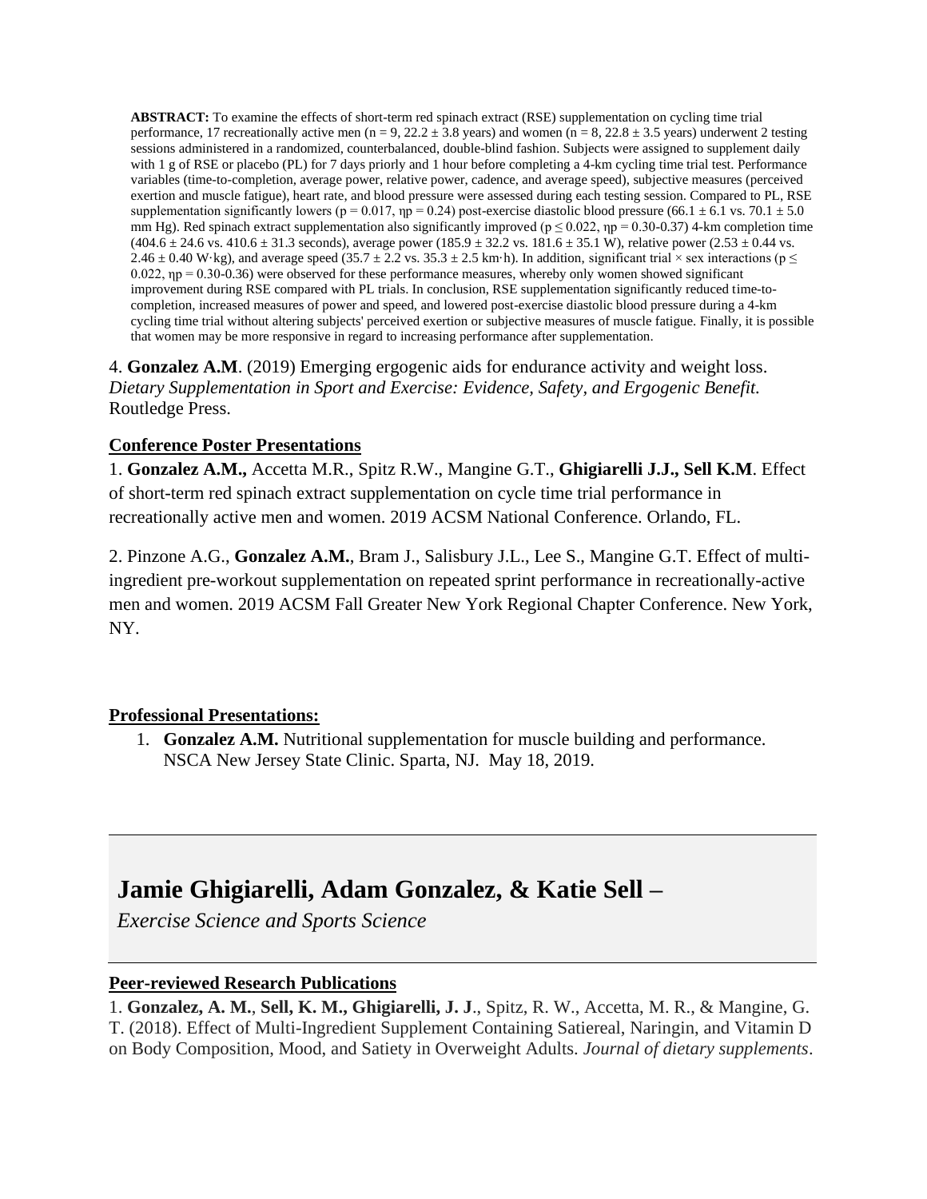**ABSTRACT:** To examine the effects of short-term red spinach extract (RSE) supplementation on cycling time trial performance, 17 recreationally active men ($n = 9$, $22.2 \pm 3.8$ years) and women ($n = 8$, $22.8 \pm 3.5$ years) underwent 2 testing sessions administered in a randomized, counterbalanced, double-blind fashion. Subjects were assigned to supplement daily with 1 g of RSE or placebo (PL) for 7 days priorly and 1 hour before completing a 4-km cycling time trial test. Performance variables (time-to-completion, average power, relative power, cadence, and average speed), subjective measures (perceived exertion and muscle fatigue), heart rate, and blood pressure were assessed during each testing session. Compared to PL, RSE supplementation significantly lowers ($p = 0.017$, $\eta p = 0.24$) post-exercise diastolic blood pressure ($66.1 \pm 6.1$ vs. $70.1 \pm 5.0$ mm Hg). Red spinach extract supplementation also significantly improved ($p \leq 0.022$, $\eta p = 0.30$-$0.37$) 4-km completion time ($404.6 \pm 24.6$ vs. $410.6 \pm 31.3$ seconds), average power ($185.9 \pm 32.2$ vs. $181.6 \pm 35.1$ W), relative power ($2.53 \pm 0.44$ vs. $2.46 \pm 0.40$ W·kg), and average speed ($35.7 \pm 2.2$ vs. $35.3 \pm 2.5$ km·h). In addition, significant trial × sex interactions ($p \leq 0.022$, $\eta p = 0.30$-$0.36$) were observed for these performance measures, whereby only women showed significant improvement during RSE compared with PL trials. In conclusion, RSE supplementation significantly reduced time-to-completion, increased measures of power and speed, and lowered post-exercise diastolic blood pressure during a 4-km cycling time trial without altering subjects' perceived exertion or subjective measures of muscle fatigue. Finally, it is possible that women may be more responsive in regard to increasing performance after supplementation.

4. **Gonzalez A.M**. (2019) Emerging ergogenic aids for endurance activity and weight loss. *Dietary Supplementation in Sport and Exercise: Evidence, Safety, and Ergogenic Benefit.* Routledge Press.

**Conference Poster Presentations**

1. **Gonzalez A.M.,** Accetta M.R., Spitz R.W., Mangine G.T., **Ghigiarelli J.J., Sell K.M**. Effect of short-term red spinach extract supplementation on cycle time trial performance in recreationally active men and women. 2019 ACSM National Conference. Orlando, FL.

2. Pinzone A.G., **Gonzalez A.M.**, Bram J., Salisbury J.L., Lee S., Mangine G.T. Effect of multi-ingredient pre-workout supplementation on repeated sprint performance in recreationally-active men and women. 2019 ACSM Fall Greater New York Regional Chapter Conference. New York, NY.

**Professional Presentations:**

1. **Gonzalez A.M.** Nutritional supplementation for muscle building and performance. NSCA New Jersey State Clinic. Sparta, NJ. May 18, 2019.

## Jamie Ghigiarelli, Adam Gonzalez, & Katie Sell –

*Exercise Science and Sports Science*

**Peer-reviewed Research Publications**

1. **Gonzalez, A. M.**, **Sell, K. M., Ghigiarelli, J. J**., Spitz, R. W., Accetta, M. R., & Mangine, G. T. (2018). Effect of Multi-Ingredient Supplement Containing Satiereal, Naringin, and Vitamin D on Body Composition, Mood, and Satiety in Overweight Adults. *Journal of dietary supplements*.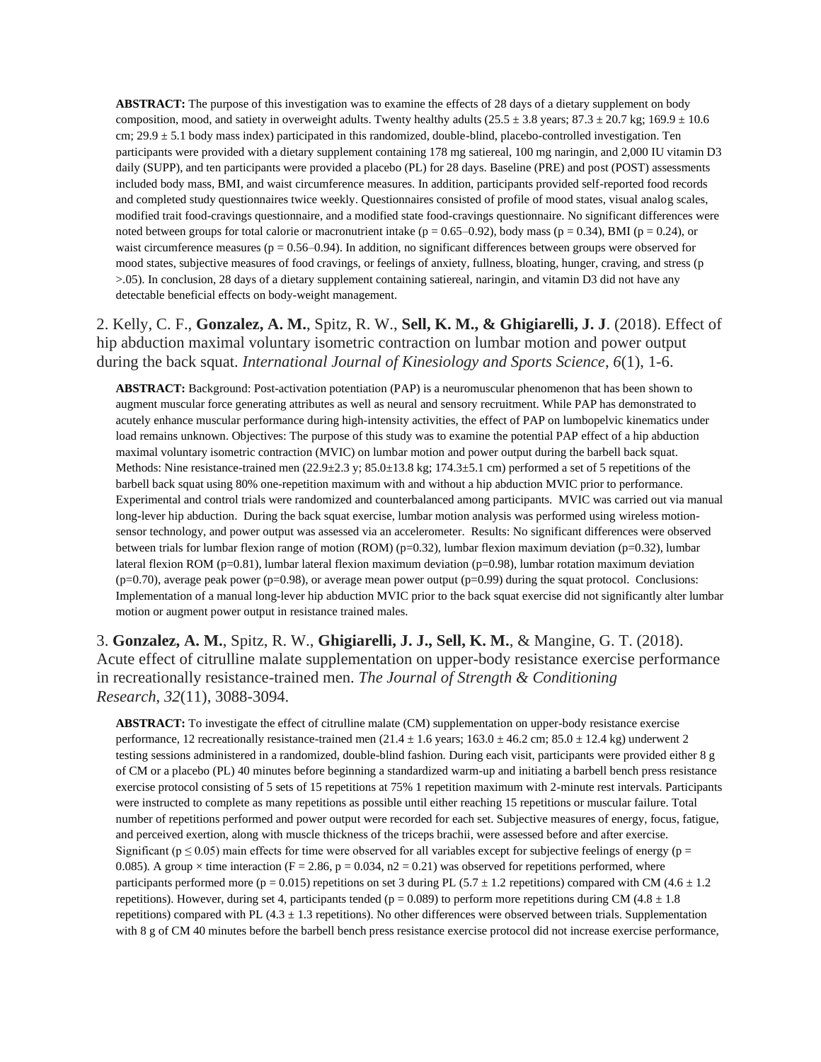**ABSTRACT:** The purpose of this investigation was to examine the effects of 28 days of a dietary supplement on body composition, mood, and satiety in overweight adults. Twenty healthy adults (25.5 ± 3.8 years; 87.3 ± 20.7 kg; 169.9 ± 10.6 cm; 29.9 ± 5.1 body mass index) participated in this randomized, double-blind, placebo-controlled investigation. Ten participants were provided with a dietary supplement containing 178 mg satiereal, 100 mg naringin, and 2,000 IU vitamin D3 daily (SUPP), and ten participants were provided a placebo (PL) for 28 days. Baseline (PRE) and post (POST) assessments included body mass, BMI, and waist circumference measures. In addition, participants provided self-reported food records and completed study questionnaires twice weekly. Questionnaires consisted of profile of mood states, visual analog scales, modified trait food-cravings questionnaire, and a modified state food-cravings questionnaire. No significant differences were noted between groups for total calorie or macronutrient intake ($p = 0.65–0.92$), body mass ($p = 0.34$), BMI ($p = 0.24$), or waist circumference measures ($p = 0.56–0.94$). In addition, no significant differences between groups were observed for mood states, subjective measures of food cravings, or feelings of anxiety, fullness, bloating, hunger, craving, and stress ($p > .05$). In conclusion, 28 days of a dietary supplement containing satiereal, naringin, and vitamin D3 did not have any detectable beneficial effects on body-weight management.

2. Kelly, C. F., **Gonzalez, A. M.**, Spitz, R. W., **Sell, K. M., & Ghigiarelli, J. J**. (2018). Effect of hip abduction maximal voluntary isometric contraction on lumbar motion and power output during the back squat. *International Journal of Kinesiology and Sports Science*, *6*(1), 1-6.

**ABSTRACT:** Background: Post-activation potentiation (PAP) is a neuromuscular phenomenon that has been shown to augment muscular force generating attributes as well as neural and sensory recruitment. While PAP has demonstrated to acutely enhance muscular performance during high-intensity activities, the effect of PAP on lumbopelvic kinematics under load remains unknown. Objectives: The purpose of this study was to examine the potential PAP effect of a hip abduction maximal voluntary isometric contraction (MVIC) on lumbar motion and power output during the barbell back squat. Methods: Nine resistance-trained men (22.9±2.3 y; 85.0±13.8 kg; 174.3±5.1 cm) performed a set of 5 repetitions of the barbell back squat using 80% one-repetition maximum with and without a hip abduction MVIC prior to performance. Experimental and control trials were randomized and counterbalanced among participants. MVIC was carried out via manual long-lever hip abduction. During the back squat exercise, lumbar motion analysis was performed using wireless motion-sensor technology, and power output was assessed via an accelerometer. Results: No significant differences were observed between trials for lumbar flexion range of motion (ROM) ($p=0.32$), lumbar flexion maximum deviation ($p=0.32$), lumbar lateral flexion ROM ($p=0.81$), lumbar lateral flexion maximum deviation ($p=0.98$), lumbar rotation maximum deviation ($p=0.70$), average peak power ($p=0.98$), or average mean power output ($p=0.99$) during the squat protocol. Conclusions: Implementation of a manual long-lever hip abduction MVIC prior to the back squat exercise did not significantly alter lumbar motion or augment power output in resistance trained males.

3. **Gonzalez, A. M.**, Spitz, R. W., **Ghigiarelli, J. J., Sell, K. M.**, & Mangine, G. T. (2018). Acute effect of citrulline malate supplementation on upper-body resistance exercise performance in recreationally resistance-trained men. *The Journal of Strength & Conditioning Research*, *32*(11), 3088-3094.

**ABSTRACT:** To investigate the effect of citrulline malate (CM) supplementation on upper-body resistance exercise performance, 12 recreationally resistance-trained men (21.4 ± 1.6 years; 163.0 ± 46.2 cm; 85.0 ± 12.4 kg) underwent 2 testing sessions administered in a randomized, double-blind fashion. During each visit, participants were provided either 8 g of CM or a placebo (PL) 40 minutes before beginning a standardized warm-up and initiating a barbell bench press resistance exercise protocol consisting of 5 sets of 15 repetitions at 75% 1 repetition maximum with 2-minute rest intervals. Participants were instructed to complete as many repetitions as possible until either reaching 15 repetitions or muscular failure. Total number of repetitions performed and power output were recorded for each set. Subjective measures of energy, focus, fatigue, and perceived exertion, along with muscle thickness of the triceps brachii, were assessed before and after exercise. Significant ($p \leq 0.05$) main effects for time were observed for all variables except for subjective feelings of energy ($p = 0.085$). A group × time interaction ($F = 2.86$, $p = 0.034$, $\eta^2 = 0.21$) was observed for repetitions performed, where participants performed more ($p = 0.015$) repetitions on set 3 during PL (5.7 ± 1.2 repetitions) compared with CM (4.6 ± 1.2 repetitions). However, during set 4, participants tended ($p = 0.089$) to perform more repetitions during CM (4.8 ± 1.8 repetitions) compared with PL (4.3 ± 1.3 repetitions). No other differences were observed between trials. Supplementation with 8 g of CM 40 minutes before the barbell bench press resistance exercise protocol did not increase exercise performance,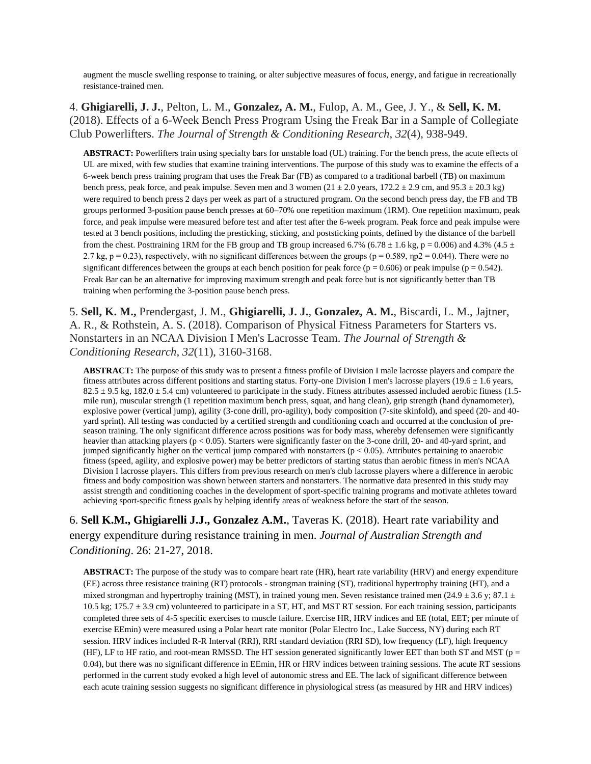augment the muscle swelling response to training, or alter subjective measures of focus, energy, and fatigue in recreationally resistance-trained men.

4. **Ghigiarelli, J. J.**, Pelton, L. M., **Gonzalez, A. M.**, Fulop, A. M., Gee, J. Y., & **Sell, K. M.** (2018). Effects of a 6-Week Bench Press Program Using the Freak Bar in a Sample of Collegiate Club Powerlifters. *The Journal of Strength & Conditioning Research*, *32*(4), 938-949.

> **ABSTRACT:** Powerlifters train using specialty bars for unstable load (UL) training. For the bench press, the acute effects of UL are mixed, with few studies that examine training interventions. The purpose of this study was to examine the effects of a 6-week bench press training program that uses the Freak Bar (FB) as compared to a traditional barbell (TB) on maximum bench press, peak force, and peak impulse. Seven men and 3 women (21 ± 2.0 years, 172.2 ± 2.9 cm, and 95.3 ± 20.3 kg) were required to bench press 2 days per week as part of a structured program. On the second bench press day, the FB and TB groups performed 3-position pause bench presses at 60–70% one repetition maximum (1RM). One repetition maximum, peak force, and peak impulse were measured before test and after test after the 6-week program. Peak force and peak impulse were tested at 3 bench positions, including the presticking, sticking, and poststicking points, defined by the distance of the barbell from the chest. Posttraining 1RM for the FB group and TB group increased 6.7% (6.78 ± 1.6 kg, $p = 0.006$) and 4.3% (4.5 ± 2.7 kg, $p = 0.23$), respectively, with no significant differences between the groups ($p = 0.589$, $\eta p^2 = 0.044$). There were no significant differences between the groups at each bench position for peak force ($p = 0.606$) or peak impulse ($p = 0.542$). Freak Bar can be an alternative for improving maximum strength and peak force but is not significantly better than TB training when performing the 3-position pause bench press.

5. **Sell, K. M.,** Prendergast, J. M., **Ghigiarelli, J. J.**, **Gonzalez, A. M.**, Biscardi, L. M., Jajtner, A. R., & Rothstein, A. S. (2018). Comparison of Physical Fitness Parameters for Starters vs. Nonstarters in an NCAA Division I Men's Lacrosse Team. *The Journal of Strength & Conditioning Research*, *32*(11), 3160-3168.

> **ABSTRACT:** The purpose of this study was to present a fitness profile of Division I male lacrosse players and compare the fitness attributes across different positions and starting status. Forty-one Division I men's lacrosse players (19.6 ± 1.6 years, 82.5 ± 9.5 kg, 182.0 ± 5.4 cm) volunteered to participate in the study. Fitness attributes assessed included aerobic fitness (1.5-mile run), muscular strength (1 repetition maximum bench press, squat, and hang clean), grip strength (hand dynamometer), explosive power (vertical jump), agility (3-cone drill, pro-agility), body composition (7-site skinfold), and speed (20- and 40-yard sprint). All testing was conducted by a certified strength and conditioning coach and occurred at the conclusion of pre-season training. The only significant difference across positions was for body mass, whereby defensemen were significantly heavier than attacking players ($p < 0.05$). Starters were significantly faster on the 3-cone drill, 20- and 40-yard sprint, and jumped significantly higher on the vertical jump compared with nonstarters ($p < 0.05$). Attributes pertaining to anaerobic fitness (speed, agility, and explosive power) may be better predictors of starting status than aerobic fitness in men's NCAA Division I lacrosse players. This differs from previous research on men's club lacrosse players where a difference in aerobic fitness and body composition was shown between starters and nonstarters. The normative data presented in this study may assist strength and conditioning coaches in the development of sport-specific training programs and motivate athletes toward achieving sport-specific fitness goals by helping identify areas of weakness before the start of the season.

6. **Sell K.M., Ghigiarelli J.J., Gonzalez A.M.**, Taveras K. (2018). Heart rate variability and energy expenditure during resistance training in men. *Journal of Australian Strength and Conditioning*. 26: 21-27, 2018.

> **ABSTRACT:** The purpose of the study was to compare heart rate (HR), heart rate variability (HRV) and energy expenditure (EE) across three resistance training (RT) protocols - strongman training (ST), traditional hypertrophy training (HT), and a mixed strongman and hypertrophy training (MST), in trained young men. Seven resistance trained men (24.9 ± 3.6 y; 87.1 ± 10.5 kg; 175.7 ± 3.9 cm) volunteered to participate in a ST, HT, and MST RT session. For each training session, participants completed three sets of 4-5 specific exercises to muscle failure. Exercise HR, HRV indices and EE (total, EET; per minute of exercise EEmin) were measured using a Polar heart rate monitor (Polar Electro Inc., Lake Success, NY) during each RT session. HRV indices included R-R Interval (RRI), RRI standard deviation (RRI SD), low frequency (LF), high frequency (HF), LF to HF ratio, and root-mean RMSSD. The HT session generated significantly lower EET than both ST and MST ($p = 0.04$), but there was no significant difference in EEmin, HR or HRV indices between training sessions. The acute RT sessions performed in the current study evoked a high level of autonomic stress and EE. The lack of significant difference between each acute training session suggests no significant difference in physiological stress (as measured by HR and HRV indices)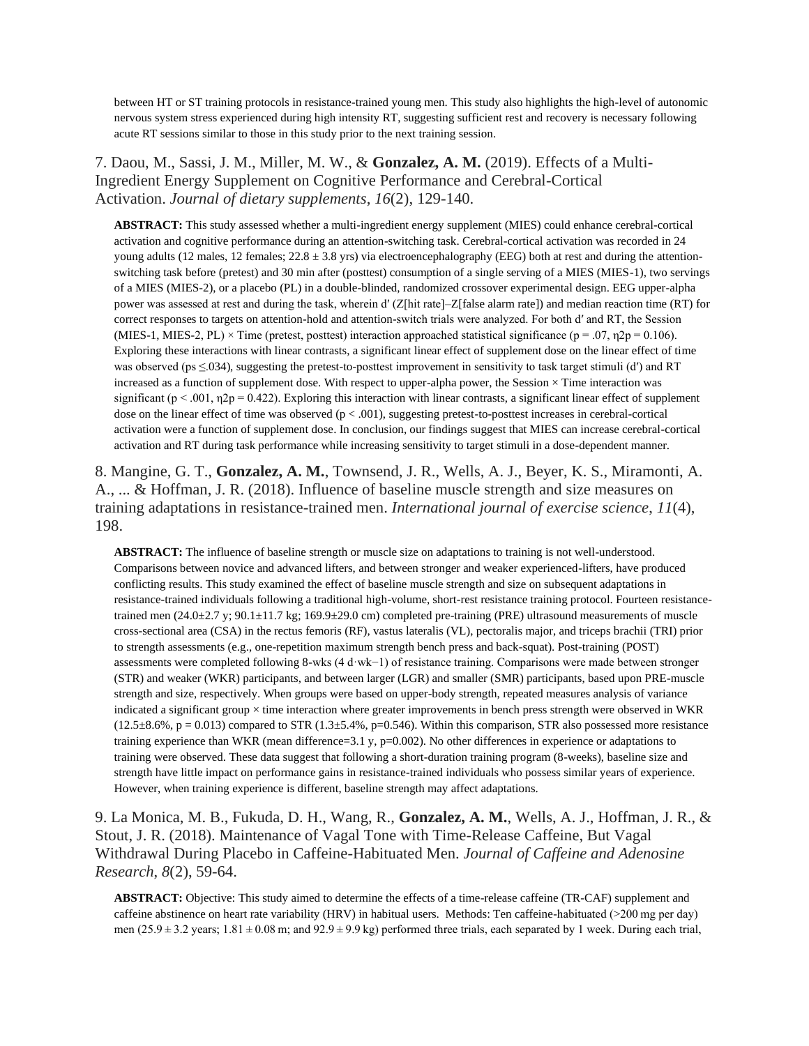between HT or ST training protocols in resistance-trained young men. This study also highlights the high-level of autonomic nervous system stress experienced during high intensity RT, suggesting sufficient rest and recovery is necessary following acute RT sessions similar to those in this study prior to the next training session.

7. Daou, M., Sassi, J. M., Miller, M. W., & **Gonzalez, A. M.** (2019). Effects of a Multi-Ingredient Energy Supplement on Cognitive Performance and Cerebral-Cortical Activation. *Journal of dietary supplements*, *16*(2), 129-140.

**ABSTRACT:** This study assessed whether a multi-ingredient energy supplement (MIES) could enhance cerebral-cortical activation and cognitive performance during an attention-switching task. Cerebral-cortical activation was recorded in 24 young adults (12 males, 12 females; 22.8 ± 3.8 yrs) via electroencephalography (EEG) both at rest and during the attention-switching task before (pretest) and 30 min after (posttest) consumption of a single serving of a MIES (MIES-1), two servings of a MIES (MIES-2), or a placebo (PL) in a double-blinded, randomized crossover experimental design. EEG upper-alpha power was assessed at rest and during the task, wherein d′ (Z[hit rate]–Z[false alarm rate]) and median reaction time (RT) for correct responses to targets on attention-hold and attention-switch trials were analyzed. For both d′ and RT, the Session (MIES-1, MIES-2, PL) × Time (pretest, posttest) interaction approached statistical significance ($p = .07$, $\eta 2p = 0.106$). Exploring these interactions with linear contrasts, a significant linear effect of supplement dose on the linear effect of time was observed ($ps \leq .034$), suggesting the pretest-to-posttest improvement in sensitivity to task target stimuli (d′) and RT increased as a function of supplement dose. With respect to upper-alpha power, the Session × Time interaction was significant ($p < .001$, $\eta 2p = 0.422$). Exploring this interaction with linear contrasts, a significant linear effect of supplement dose on the linear effect of time was observed ($p < .001$), suggesting pretest-to-posttest increases in cerebral-cortical activation were a function of supplement dose. In conclusion, our findings suggest that MIES can increase cerebral-cortical activation and RT during task performance while increasing sensitivity to target stimuli in a dose-dependent manner.

8. Mangine, G. T., **Gonzalez, A. M.**, Townsend, J. R., Wells, A. J., Beyer, K. S., Miramonti, A. A., ... & Hoffman, J. R. (2018). Influence of baseline muscle strength and size measures on training adaptations in resistance-trained men. *International journal of exercise science*, *11*(4), 198.

**ABSTRACT:** The influence of baseline strength or muscle size on adaptations to training is not well-understood. Comparisons between novice and advanced lifters, and between stronger and weaker experienced-lifters, have produced conflicting results. This study examined the effect of baseline muscle strength and size on subsequent adaptations in resistance-trained individuals following a traditional high-volume, short-rest resistance training protocol. Fourteen resistance-trained men (24.0±2.7 y; 90.1±11.7 kg; 169.9±29.0 cm) completed pre-training (PRE) ultrasound measurements of muscle cross-sectional area (CSA) in the rectus femoris (RF), vastus lateralis (VL), pectoralis major, and triceps brachii (TRI) prior to strength assessments (e.g., one-repetition maximum strength bench press and back-squat). Post-training (POST) assessments were completed following 8-wks ($4\ d \cdot wk^{-1}$) of resistance training. Comparisons were made between stronger (STR) and weaker (WKR) participants, and between larger (LGR) and smaller (SMR) participants, based upon PRE-muscle strength and size, respectively. When groups were based on upper-body strength, repeated measures analysis of variance indicated a significant group × time interaction where greater improvements in bench press strength were observed in WKR (12.5±8.6%, $p = 0.013$) compared to STR (1.3±5.4%, $p=0.546$). Within this comparison, STR also possessed more resistance training experience than WKR (mean difference=3.1 y, $p=0.002$). No other differences in experience or adaptations to training were observed. These data suggest that following a short-duration training program (8-weeks), baseline size and strength have little impact on performance gains in resistance-trained individuals who possess similar years of experience. However, when training experience is different, baseline strength may affect adaptations.

9. La Monica, M. B., Fukuda, D. H., Wang, R., **Gonzalez, A. M.**, Wells, A. J., Hoffman, J. R., & Stout, J. R. (2018). Maintenance of Vagal Tone with Time-Release Caffeine, But Vagal Withdrawal During Placebo in Caffeine-Habituated Men. *Journal of Caffeine and Adenosine Research*, *8*(2), 59-64.

**ABSTRACT:** Objective: This study aimed to determine the effects of a time-release caffeine (TR-CAF) supplement and caffeine abstinence on heart rate variability (HRV) in habitual users. Methods: Ten caffeine-habituated (>200 mg per day) men (25.9 ± 3.2 years; 1.81 ± 0.08 m; and 92.9 ± 9.9 kg) performed three trials, each separated by 1 week. During each trial,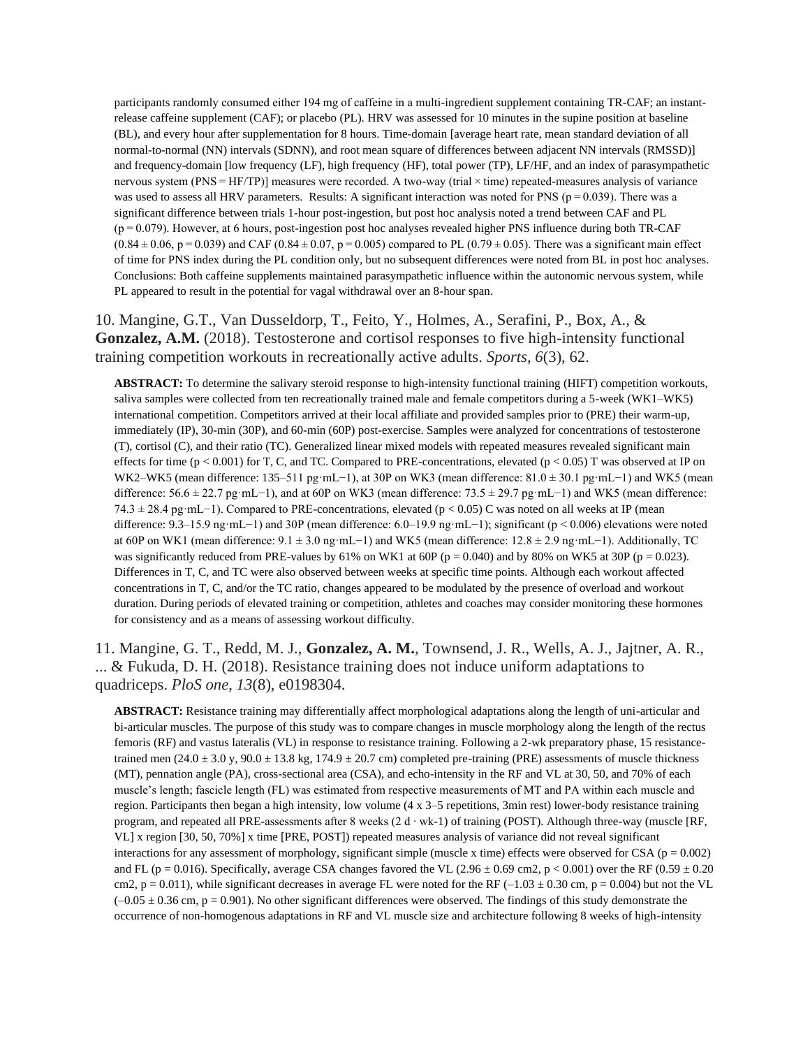participants randomly consumed either 194 mg of caffeine in a multi-ingredient supplement containing TR-CAF; an instant-release caffeine supplement (CAF); or placebo (PL). HRV was assessed for 10 minutes in the supine position at baseline (BL), and every hour after supplementation for 8 hours. Time-domain [average heart rate, mean standard deviation of all normal-to-normal (NN) intervals (SDNN), and root mean square of differences between adjacent NN intervals (RMSSD)] and frequency-domain [low frequency (LF), high frequency (HF), total power (TP), LF/HF, and an index of parasympathetic nervous system (PNS = HF/TP)] measures were recorded. A two-way (trial × time) repeated-measures analysis of variance was used to assess all HRV parameters. Results: A significant interaction was noted for PNS ($p = 0.039$). There was a significant difference between trials 1-hour post-ingestion, but post hoc analysis noted a trend between CAF and PL ($p = 0.079$). However, at 6 hours, post-ingestion post hoc analyses revealed higher PNS influence during both TR-CAF ($0.84 \pm 0.06$, $p = 0.039$) and CAF ($0.84 \pm 0.07$, $p = 0.005$) compared to PL ($0.79 \pm 0.05$). There was a significant main effect of time for PNS index during the PL condition only, but no subsequent differences were noted from BL in post hoc analyses. Conclusions: Both caffeine supplements maintained parasympathetic influence within the autonomic nervous system, while PL appeared to result in the potential for vagal withdrawal over an 8-hour span.

10. Mangine, G.T., Van Dusseldorp, T., Feito, Y., Holmes, A., Serafini, P., Box, A., & **Gonzalez, A.M.** (2018). Testosterone and cortisol responses to five high-intensity functional training competition workouts in recreationally active adults. *Sports*, *6*(3), 62.

**ABSTRACT:** To determine the salivary steroid response to high-intensity functional training (HIFT) competition workouts, saliva samples were collected from ten recreationally trained male and female competitors during a 5-week (WK1–WK5) international competition. Competitors arrived at their local affiliate and provided samples prior to (PRE) their warm-up, immediately (IP), 30-min (30P), and 60-min (60P) post-exercise. Samples were analyzed for concentrations of testosterone (T), cortisol (C), and their ratio (TC). Generalized linear mixed models with repeated measures revealed significant main effects for time ($p < 0.001$) for T, C, and TC. Compared to PRE-concentrations, elevated ($p < 0.05$) T was observed at IP on WK2–WK5 (mean difference: 135–511 pg·mL−1), at 30P on WK3 (mean difference: $81.0 \pm 30.1$ pg·mL−1) and WK5 (mean difference: $56.6 \pm 22.7$ pg·mL−1), and at 60P on WK3 (mean difference: $73.5 \pm 29.7$ pg·mL−1) and WK5 (mean difference: $74.3 \pm 28.4$ pg·mL−1). Compared to PRE-concentrations, elevated ($p < 0.05$) C was noted on all weeks at IP (mean difference: 9.3–15.9 ng·mL−1) and 30P (mean difference: 6.0–19.9 ng·mL−1); significant ($p < 0.006$) elevations were noted at 60P on WK1 (mean difference: $9.1 \pm 3.0$ ng·mL−1) and WK5 (mean difference: $12.8 \pm 2.9$ ng·mL−1). Additionally, TC was significantly reduced from PRE-values by 61% on WK1 at 60P ($p = 0.040$) and by 80% on WK5 at 30P ($p = 0.023$). Differences in T, C, and TC were also observed between weeks at specific time points. Although each workout affected concentrations in T, C, and/or the TC ratio, changes appeared to be modulated by the presence of overload and workout duration. During periods of elevated training or competition, athletes and coaches may consider monitoring these hormones for consistency and as a means of assessing workout difficulty.

11. Mangine, G. T., Redd, M. J., **Gonzalez, A. M.**, Townsend, J. R., Wells, A. J., Jajtner, A. R., ... & Fukuda, D. H. (2018). Resistance training does not induce uniform adaptations to quadriceps. *PloS one*, *13*(8), e0198304.

**ABSTRACT:** Resistance training may differentially affect morphological adaptations along the length of uni-articular and bi-articular muscles. The purpose of this study was to compare changes in muscle morphology along the length of the rectus femoris (RF) and vastus lateralis (VL) in response to resistance training. Following a 2-wk preparatory phase, 15 resistance-trained men ($24.0 \pm 3.0$ y, $90.0 \pm 13.8$ kg, $174.9 \pm 20.7$ cm) completed pre-training (PRE) assessments of muscle thickness (MT), pennation angle (PA), cross-sectional area (CSA), and echo-intensity in the RF and VL at 30, 50, and 70% of each muscle's length; fascicle length (FL) was estimated from respective measurements of MT and PA within each muscle and region. Participants then began a high intensity, low volume (4 x 3–5 repetitions, 3min rest) lower-body resistance training program, and repeated all PRE-assessments after 8 weeks (2 d · wk-1) of training (POST). Although three-way (muscle [RF, VL] x region [30, 50, 70%] x time [PRE, POST]) repeated measures analysis of variance did not reveal significant interactions for any assessment of morphology, significant simple (muscle x time) effects were observed for CSA ($p = 0.002$) and FL ($p = 0.016$). Specifically, average CSA changes favored the VL ($2.96 \pm 0.69$ cm2, $p < 0.001$) over the RF ($0.59 \pm 0.20$ cm2, $p = 0.011$), while significant decreases in average FL were noted for the RF ($-1.03 \pm 0.30$ cm, $p = 0.004$) but not the VL ($-0.05 \pm 0.36$ cm, $p = 0.901$). No other significant differences were observed. The findings of this study demonstrate the occurrence of non-homogenous adaptations in RF and VL muscle size and architecture following 8 weeks of high-intensity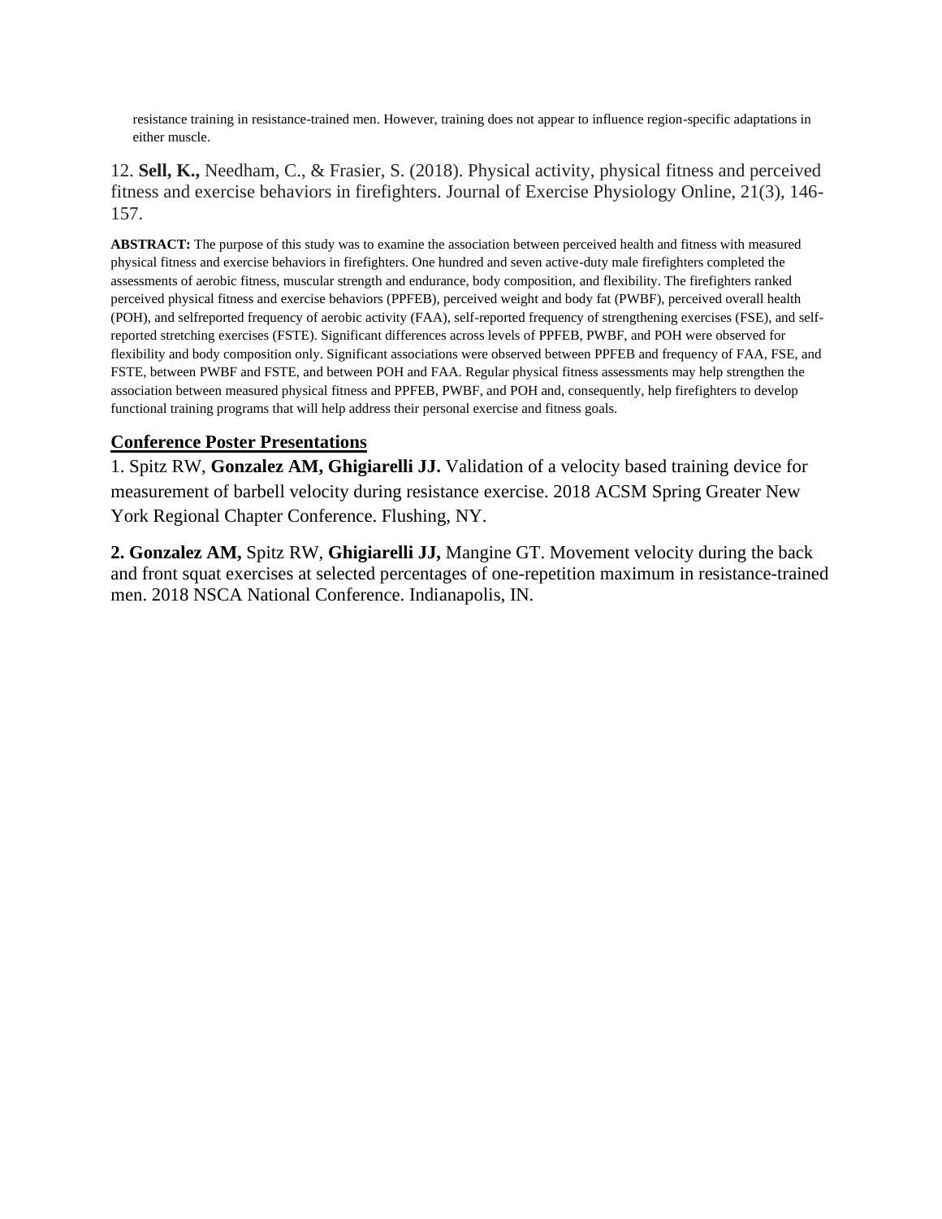resistance training in resistance-trained men. However, training does not appear to influence region-specific adaptations in either muscle.

12. **Sell, K.,** Needham, C., & Frasier, S. (2018). Physical activity, physical fitness and perceived fitness and exercise behaviors in firefighters. Journal of Exercise Physiology Online, 21(3), 146-157.

**ABSTRACT:** The purpose of this study was to examine the association between perceived health and fitness with measured physical fitness and exercise behaviors in firefighters. One hundred and seven active-duty male firefighters completed the assessments of aerobic fitness, muscular strength and endurance, body composition, and flexibility. The firefighters ranked perceived physical fitness and exercise behaviors (PPFEB), perceived weight and body fat (PWBF), perceived overall health (POH), and selfreported frequency of aerobic activity (FAA), self-reported frequency of strengthening exercises (FSE), and self-reported stretching exercises (FSTE). Significant differences across levels of PPFEB, PWBF, and POH were observed for flexibility and body composition only. Significant associations were observed between PPFEB and frequency of FAA, FSE, and FSTE, between PWBF and FSTE, and between POH and FAA. Regular physical fitness assessments may help strengthen the association between measured physical fitness and PPFEB, PWBF, and POH and, consequently, help firefighters to develop functional training programs that will help address their personal exercise and fitness goals.

## Conference Poster Presentations

1. Spitz RW, **Gonzalez AM, Ghigiarelli JJ.** Validation of a velocity based training device for measurement of barbell velocity during resistance exercise. 2018 ACSM Spring Greater New York Regional Chapter Conference. Flushing, NY.

**2. Gonzalez AM,** Spitz RW, **Ghigiarelli JJ,** Mangine GT. Movement velocity during the back and front squat exercises at selected percentages of one-repetition maximum in resistance-trained men. 2018 NSCA National Conference. Indianapolis, IN.